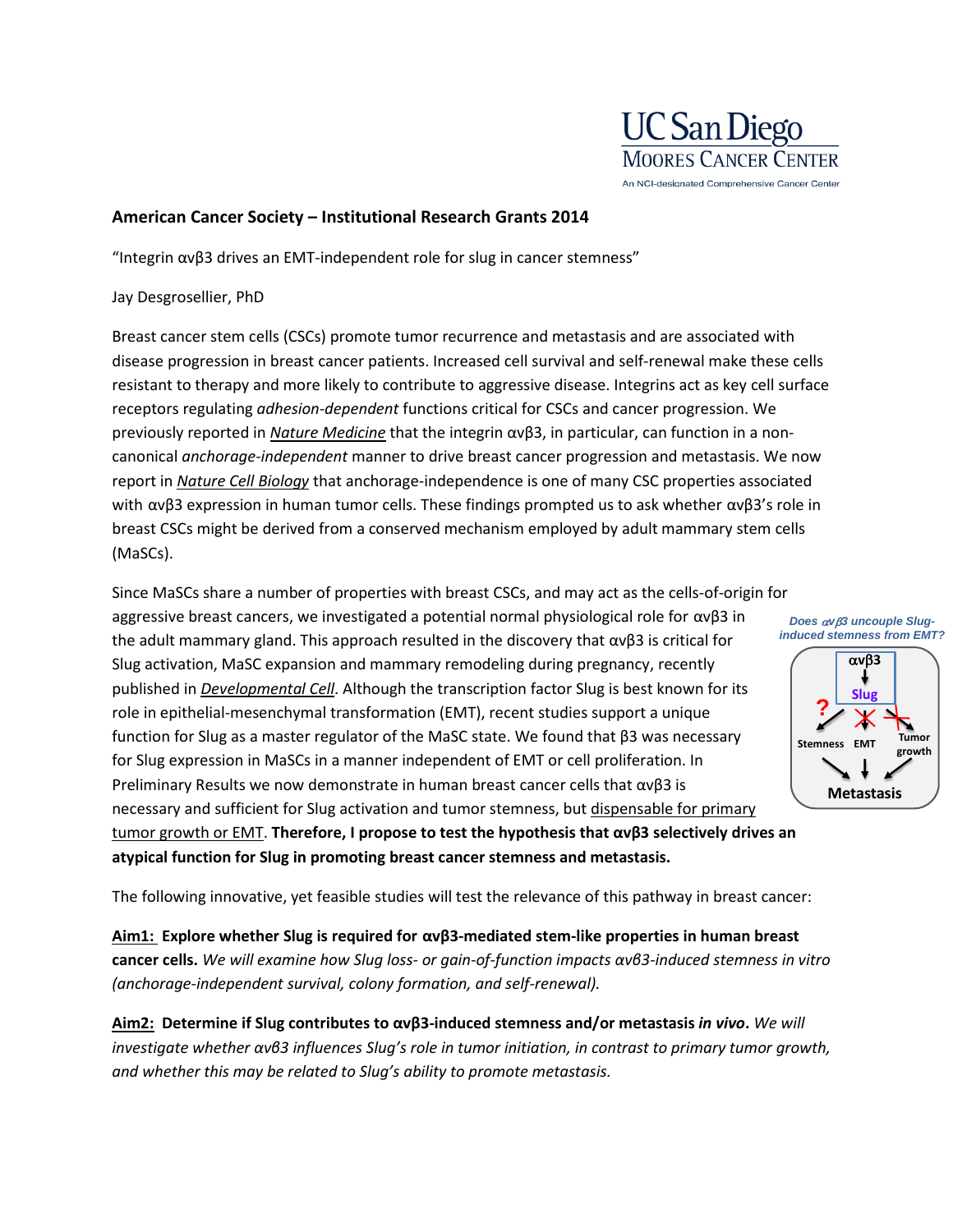UC San Diego
MOORES CANCER CENTER
An NCI-designated Comprehensive Cancer Center

**American Cancer Society – Institutional Research Grants 2014**

"Integrin αvβ3 drives an EMT-independent role for slug in cancer stemness"

Jay Desgrosellier, PhD

Breast cancer stem cells (CSCs) promote tumor recurrence and metastasis and are associated with disease progression in breast cancer patients. Increased cell survival and self-renewal make these cells resistant to therapy and more likely to contribute to aggressive disease. Integrins act as key cell surface receptors regulating *adhesion-dependent* functions critical for CSCs and cancer progression. We previously reported in *Nature Medicine* that the integrin αvβ3, in particular, can function in a non-canonical *anchorage-independent* manner to drive breast cancer progression and metastasis. We now report in *Nature Cell Biology* that anchorage-independence is one of many CSC properties associated with αvβ3 expression in human tumor cells. These findings prompted us to ask whether αvβ3's role in breast CSCs might be derived from a conserved mechanism employed by adult mammary stem cells (MaSCs).

Since MaSCs share a number of properties with breast CSCs, and may act as the cells-of-origin for aggressive breast cancers, we investigated a potential normal physiological role for αvβ3 in the adult mammary gland. This approach resulted in the discovery that αvβ3 is critical for Slug activation, MaSC expansion and mammary remodeling during pregnancy, recently published in *Developmental Cell*. Although the transcription factor Slug is best known for its role in epithelial-mesenchymal transformation (EMT), recent studies support a unique function for Slug as a master regulator of the MaSC state. We found that β3 was necessary for Slug expression in MaSCs in a manner independent of EMT or cell proliferation. In Preliminary Results we now demonstrate in human breast cancer cells that αvβ3 is necessary and sufficient for Slug activation and tumor stemness, but dispensable for primary tumor growth or EMT. **Therefore, I propose to test the hypothesis that αvβ3 selectively drives an atypical function for Slug in promoting breast cancer stemness and metastasis.**

*Does αvβ3 uncouple Slug-induced stemness from EMT?*

αvβ3 → Slug → ? Stemness, EMT (✗), Tumor growth (✗) → Metastasis

The following innovative, yet feasible studies will test the relevance of this pathway in breast cancer:

**Aim1: Explore whether Slug is required for αvβ3-mediated stem-like properties in human breast cancer cells.** *We will examine how Slug loss- or gain-of-function impacts αvβ3-induced stemness in vitro (anchorage-independent survival, colony formation, and self-renewal).*

**Aim2: Determine if Slug contributes to αvβ3-induced stemness and/or metastasis *in vivo*.** *We will investigate whether αvβ3 influences Slug's role in tumor initiation, in contrast to primary tumor growth, and whether this may be related to Slug's ability to promote metastasis.*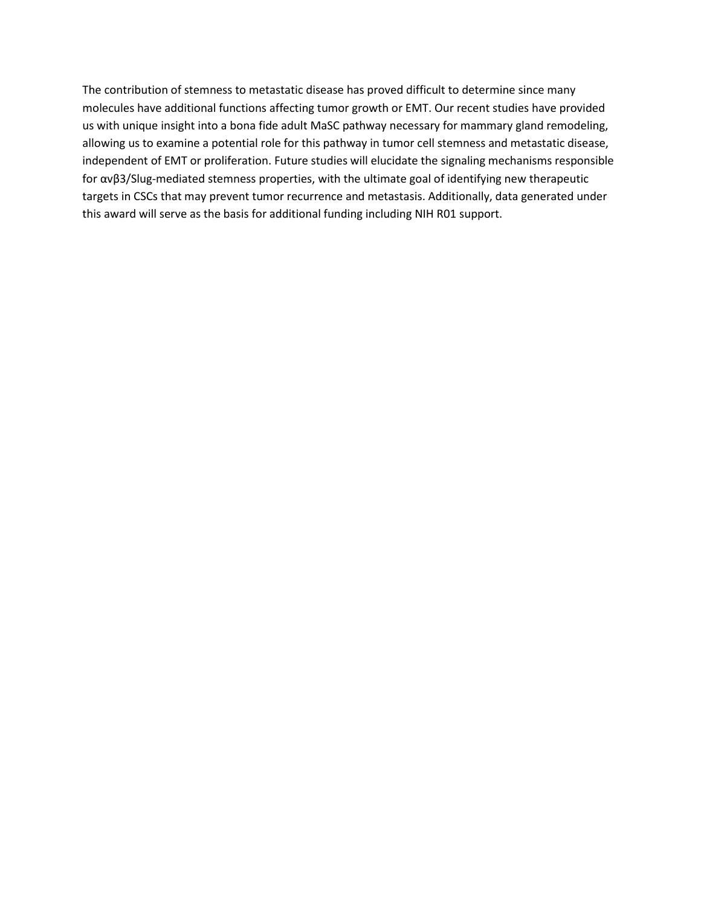The contribution of stemness to metastatic disease has proved difficult to determine since many molecules have additional functions affecting tumor growth or EMT. Our recent studies have provided us with unique insight into a bona fide adult MaSC pathway necessary for mammary gland remodeling, allowing us to examine a potential role for this pathway in tumor cell stemness and metastatic disease, independent of EMT or proliferation. Future studies will elucidate the signaling mechanisms responsible for αvβ3/Slug-mediated stemness properties, with the ultimate goal of identifying new therapeutic targets in CSCs that may prevent tumor recurrence and metastasis. Additionally, data generated under this award will serve as the basis for additional funding including NIH R01 support.